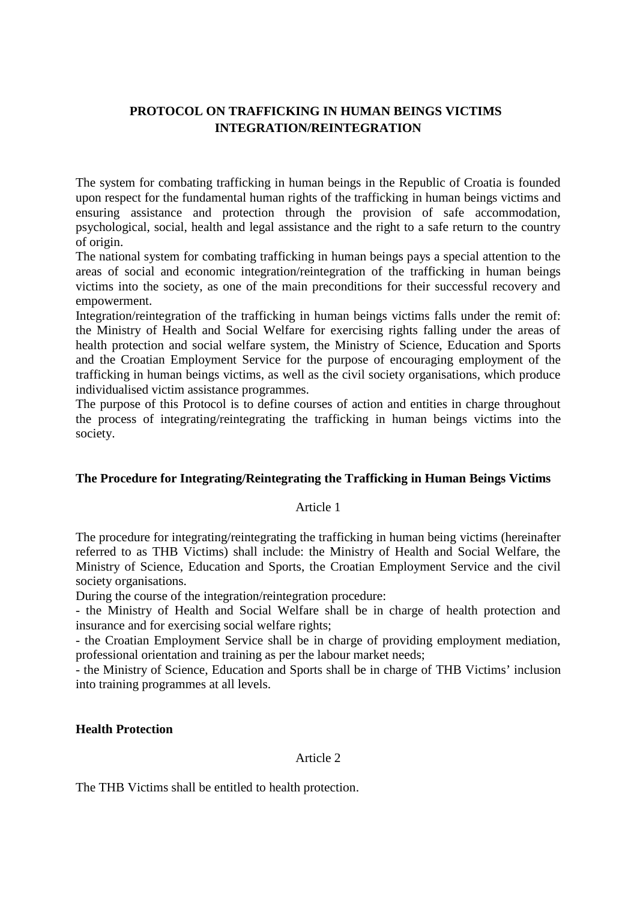# PROTOCOL ON TRAFFICKING IN HUMAN BEINGS VICTIMS INTEGRATION/REINTEGRATION

The system for combating trafficking in human beings in the Republic of Croatia is founded upon respect for the fundamental human rights of the trafficking in human beings victims and ensuring assistance and protection through the provision of safe accommodation, psychological, social, health and legal assistance and the right to a safe return to the country of origin.

The national system for combating trafficking in human beings pays a special attention to the areas of social and economic integration/reintegration of the trafficking in human beings victims into the society, as one of the main preconditions for their successful recovery and empowerment.

Integration/reintegration of the trafficking in human beings victims falls under the remit of: the Ministry of Health and Social Welfare for exercising rights falling under the areas of health protection and social welfare system, the Ministry of Science, Education and Sports and the Croatian Employment Service for the purpose of encouraging employment of the trafficking in human beings victims, as well as the civil society organisations, which produce individualised victim assistance programmes.

The purpose of this Protocol is to define courses of action and entities in charge throughout the process of integrating/reintegrating the trafficking in human beings victims into the society.

### The Procedure for Integrating/Reintegrating the Trafficking in Human Beings Victims

Article 1

The procedure for integrating/reintegrating the trafficking in human being victims (hereinafter referred to as THB Victims) shall include: the Ministry of Health and Social Welfare, the Ministry of Science, Education and Sports, the Croatian Employment Service and the civil society organisations.

During the course of the integration/reintegration procedure:

- the Ministry of Health and Social Welfare shall be in charge of health protection and insurance and for exercising social welfare rights;
- the Croatian Employment Service shall be in charge of providing employment mediation, professional orientation and training as per the labour market needs;
- the Ministry of Science, Education and Sports shall be in charge of THB Victims' inclusion into training programmes at all levels.

### Health Protection

Article 2

The THB Victims shall be entitled to health protection.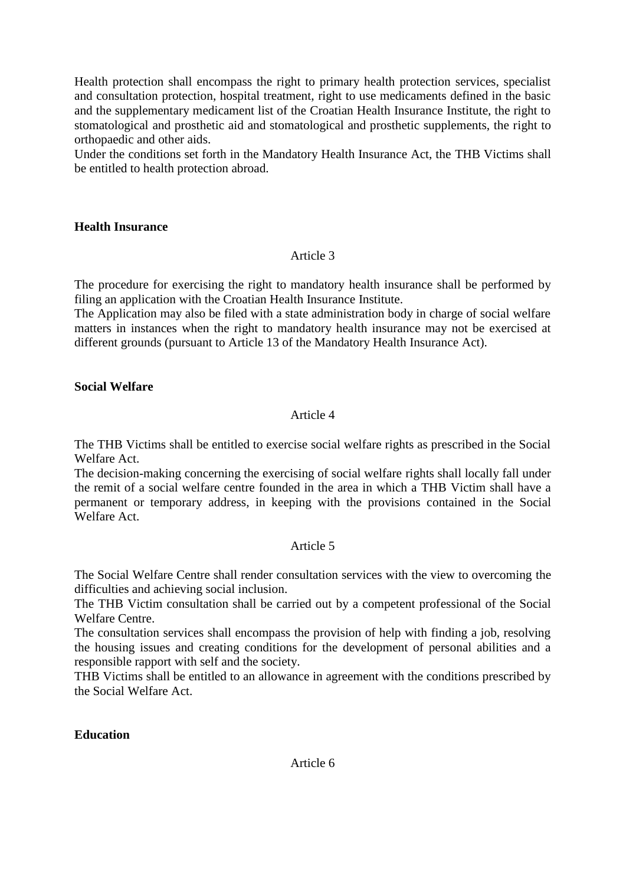Health protection shall encompass the right to primary health protection services, specialist and consultation protection, hospital treatment, right to use medicaments defined in the basic and the supplementary medicament list of the Croatian Health Insurance Institute, the right to stomatological and prosthetic aid and stomatological and prosthetic supplements, the right to orthopaedic and other aids.
Under the conditions set forth in the Mandatory Health Insurance Act, the THB Victims shall be entitled to health protection abroad.

**Health Insurance**

Article 3

The procedure for exercising the right to mandatory health insurance shall be performed by filing an application with the Croatian Health Insurance Institute.
The Application may also be filed with a state administration body in charge of social welfare matters in instances when the right to mandatory health insurance may not be exercised at different grounds (pursuant to Article 13 of the Mandatory Health Insurance Act).

**Social Welfare**

Article 4

The THB Victims shall be entitled to exercise social welfare rights as prescribed in the Social Welfare Act.
The decision-making concerning the exercising of social welfare rights shall locally fall under the remit of a social welfare centre founded in the area in which a THB Victim shall have a permanent or temporary address, in keeping with the provisions contained in the Social Welfare Act.

Article 5

The Social Welfare Centre shall render consultation services with the view to overcoming the difficulties and achieving social inclusion.
The THB Victim consultation shall be carried out by a competent professional of the Social Welfare Centre.
The consultation services shall encompass the provision of help with finding a job, resolving the housing issues and creating conditions for the development of personal abilities and a responsible rapport with self and the society.
THB Victims shall be entitled to an allowance in agreement with the conditions prescribed by the Social Welfare Act.

**Education**

Article 6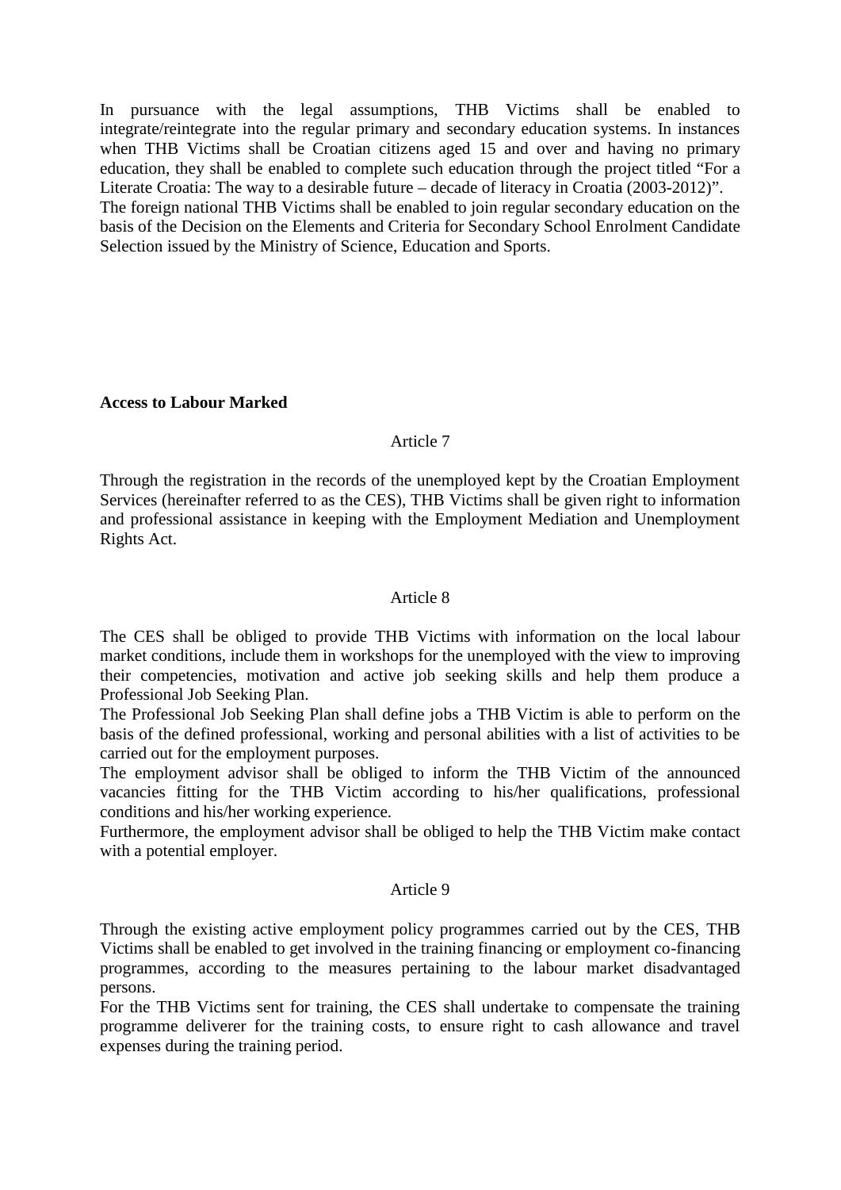In pursuance with the legal assumptions, THB Victims shall be enabled to integrate/reintegrate into the regular primary and secondary education systems. In instances when THB Victims shall be Croatian citizens aged 15 and over and having no primary education, they shall be enabled to complete such education through the project titled “For a Literate Croatia: The way to a desirable future – decade of literacy in Croatia (2003-2012)”.
The foreign national THB Victims shall be enabled to join regular secondary education on the basis of the Decision on the Elements and Criteria for Secondary School Enrolment Candidate Selection issued by the Ministry of Science, Education and Sports.

**Access to Labour Marked**

Article 7

Through the registration in the records of the unemployed kept by the Croatian Employment Services (hereinafter referred to as the CES), THB Victims shall be given right to information and professional assistance in keeping with the Employment Mediation and Unemployment Rights Act.

Article 8

The CES shall be obliged to provide THB Victims with information on the local labour market conditions, include them in workshops for the unemployed with the view to improving their competencies, motivation and active job seeking skills and help them produce a Professional Job Seeking Plan.
The Professional Job Seeking Plan shall define jobs a THB Victim is able to perform on the basis of the defined professional, working and personal abilities with a list of activities to be carried out for the employment purposes.
The employment advisor shall be obliged to inform the THB Victim of the announced vacancies fitting for the THB Victim according to his/her qualifications, professional conditions and his/her working experience.
Furthermore, the employment advisor shall be obliged to help the THB Victim make contact with a potential employer.

Article 9

Through the existing active employment policy programmes carried out by the CES, THB Victims shall be enabled to get involved in the training financing or employment co-financing programmes, according to the measures pertaining to the labour market disadvantaged persons.
For the THB Victims sent for training, the CES shall undertake to compensate the training programme deliverer for the training costs, to ensure right to cash allowance and travel expenses during the training period.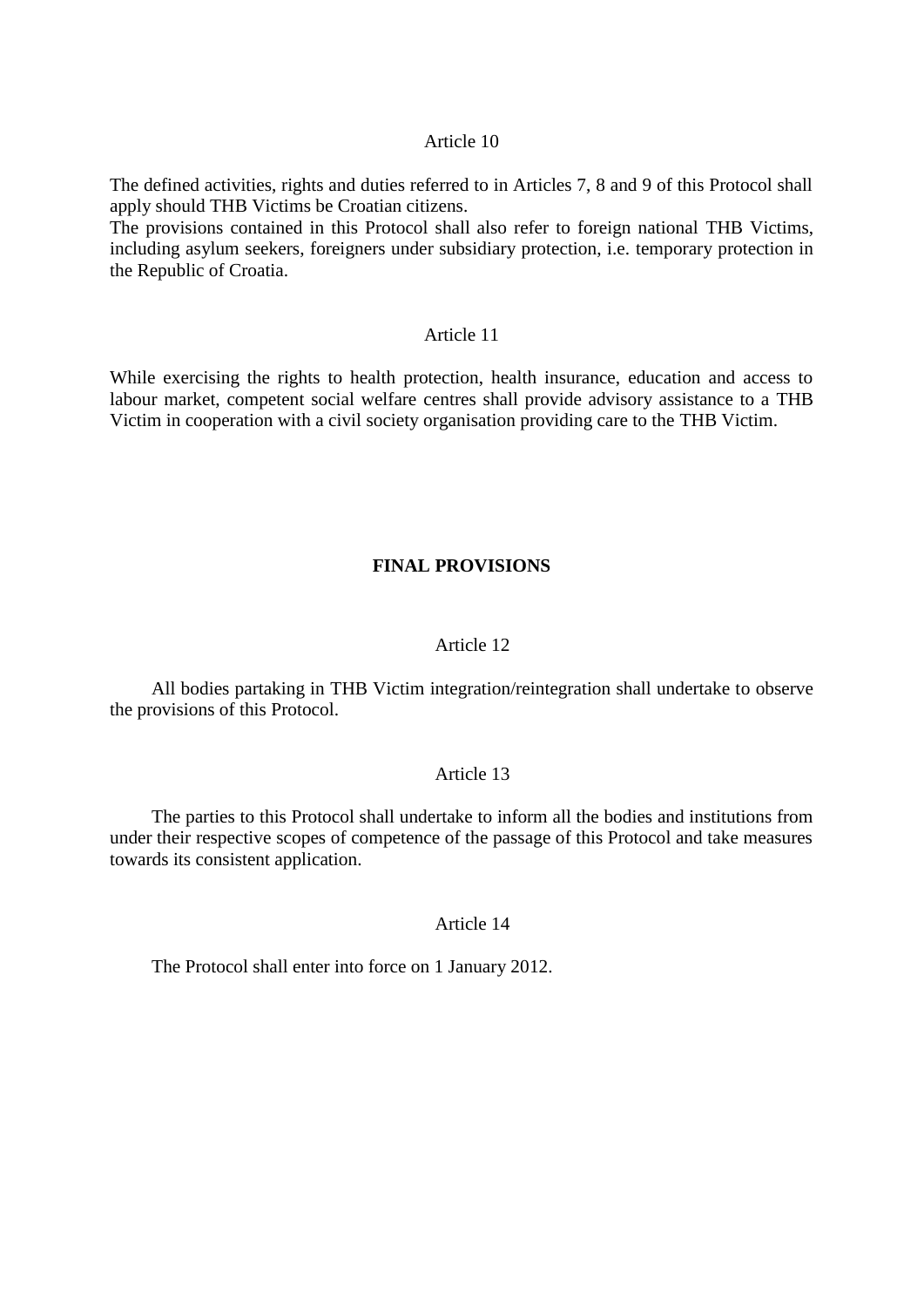Article 10

The defined activities, rights and duties referred to in Articles 7, 8 and 9 of this Protocol shall apply should THB Victims be Croatian citizens.
The provisions contained in this Protocol shall also refer to foreign national THB Victims, including asylum seekers, foreigners under subsidiary protection, i.e. temporary protection in the Republic of Croatia.

Article 11

While exercising the rights to health protection, health insurance, education and access to labour market, competent social welfare centres shall provide advisory assistance to a THB Victim in cooperation with a civil society organisation providing care to the THB Victim.

**FINAL PROVISIONS**

Article 12

All bodies partaking in THB Victim integration/reintegration shall undertake to observe the provisions of this Protocol.

Article 13

The parties to this Protocol shall undertake to inform all the bodies and institutions from under their respective scopes of competence of the passage of this Protocol and take measures towards its consistent application.

Article 14

The Protocol shall enter into force on 1 January 2012.